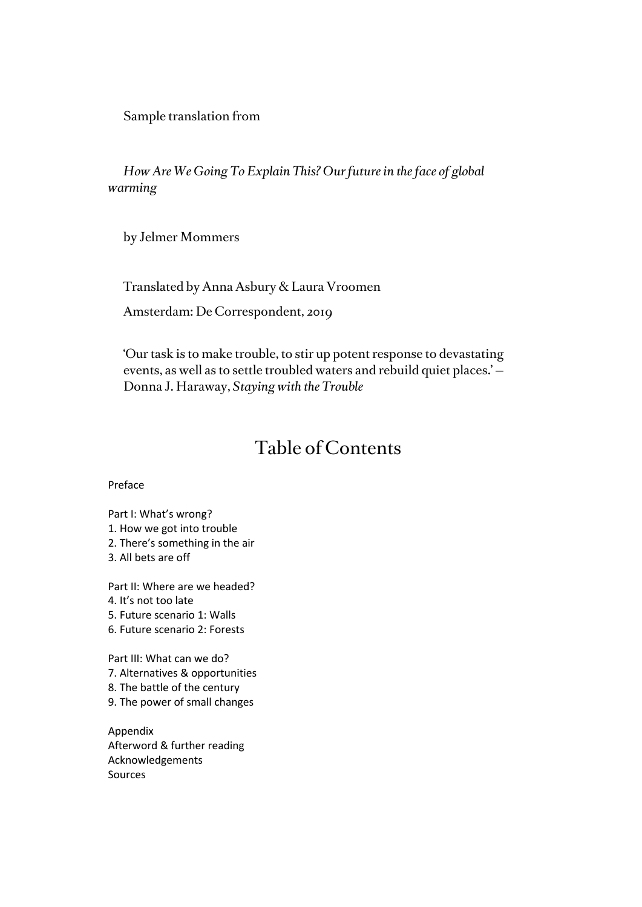Sample translation from

*How Are We Going To Explain This? Our future in the face of global warming*

by Jelmer Mommers

Translated by Anna Asbury & Laura Vroomen

Amsterdam: De Correspondent, 2019

'Our task is to make trouble, to stir up potent response to devastating events, as well as to settle troubled waters and rebuild quiet places.' – Donna J. Haraway, *Staying with the Trouble*

# Table of Contents

Preface

Part I: What's wrong?
1. How we got into trouble
2. There's something in the air
3. All bets are off

Part II: Where are we headed?
4. It's not too late
5. Future scenario 1: Walls
6. Future scenario 2: Forests

Part III: What can we do?
7. Alternatives & opportunities
8. The battle of the century
9. The power of small changes

Appendix
Afterword & further reading
Acknowledgements
Sources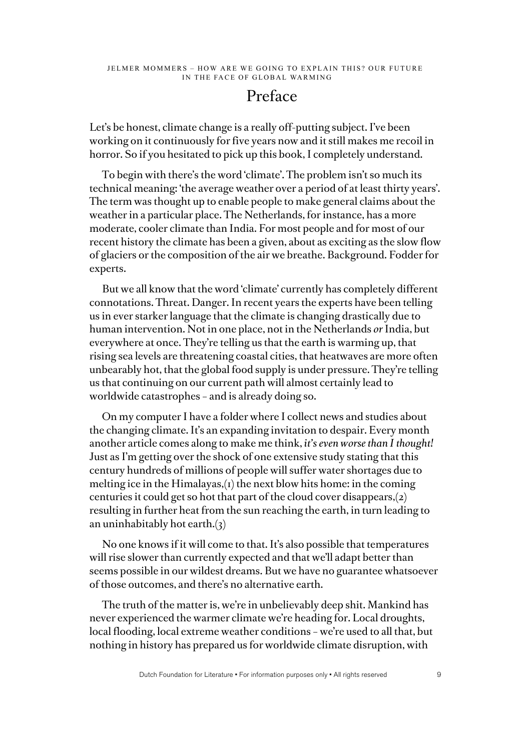# Preface

Let's be honest, climate change is a really off-putting subject. I've been working on it continuously for five years now and it still makes me recoil in horror. So if you hesitated to pick up this book, I completely understand.

To begin with there's the word 'climate'. The problem isn't so much its technical meaning: 'the average weather over a period of at least thirty years'. The term was thought up to enable people to make general claims about the weather in a particular place. The Netherlands, for instance, has a more moderate, cooler climate than India. For most people and for most of our recent history the climate has been a given, about as exciting as the slow flow of glaciers or the composition of the air we breathe. Background. Fodder for experts.

But we all know that the word 'climate' currently has completely different connotations. Threat. Danger. In recent years the experts have been telling us in ever starker language that the climate is changing drastically due to human intervention. Not in one place, not in the Netherlands *or* India, but everywhere at once. They're telling us that the earth is warming up, that rising sea levels are threatening coastal cities, that heatwaves are more often unbearably hot, that the global food supply is under pressure. They're telling us that continuing on our current path will almost certainly lead to worldwide catastrophes – and is already doing so.

On my computer I have a folder where I collect news and studies about the changing climate. It's an expanding invitation to despair. Every month another article comes along to make me think, *it's even worse than I thought!* Just as I'm getting over the shock of one extensive study stating that this century hundreds of millions of people will suffer water shortages due to melting ice in the Himalayas,(1) the next blow hits home: in the coming centuries it could get so hot that part of the cloud cover disappears,(2) resulting in further heat from the sun reaching the earth, in turn leading to an uninhabitably hot earth.(3)

No one knows if it will come to that. It's also possible that temperatures will rise slower than currently expected and that we'll adapt better than seems possible in our wildest dreams. But we have no guarantee whatsoever of those outcomes, and there's no alternative earth.

The truth of the matter is, we're in unbelievably deep shit. Mankind has never experienced the warmer climate we're heading for. Local droughts, local flooding, local extreme weather conditions – we're used to all that, but nothing in history has prepared us for worldwide climate disruption, with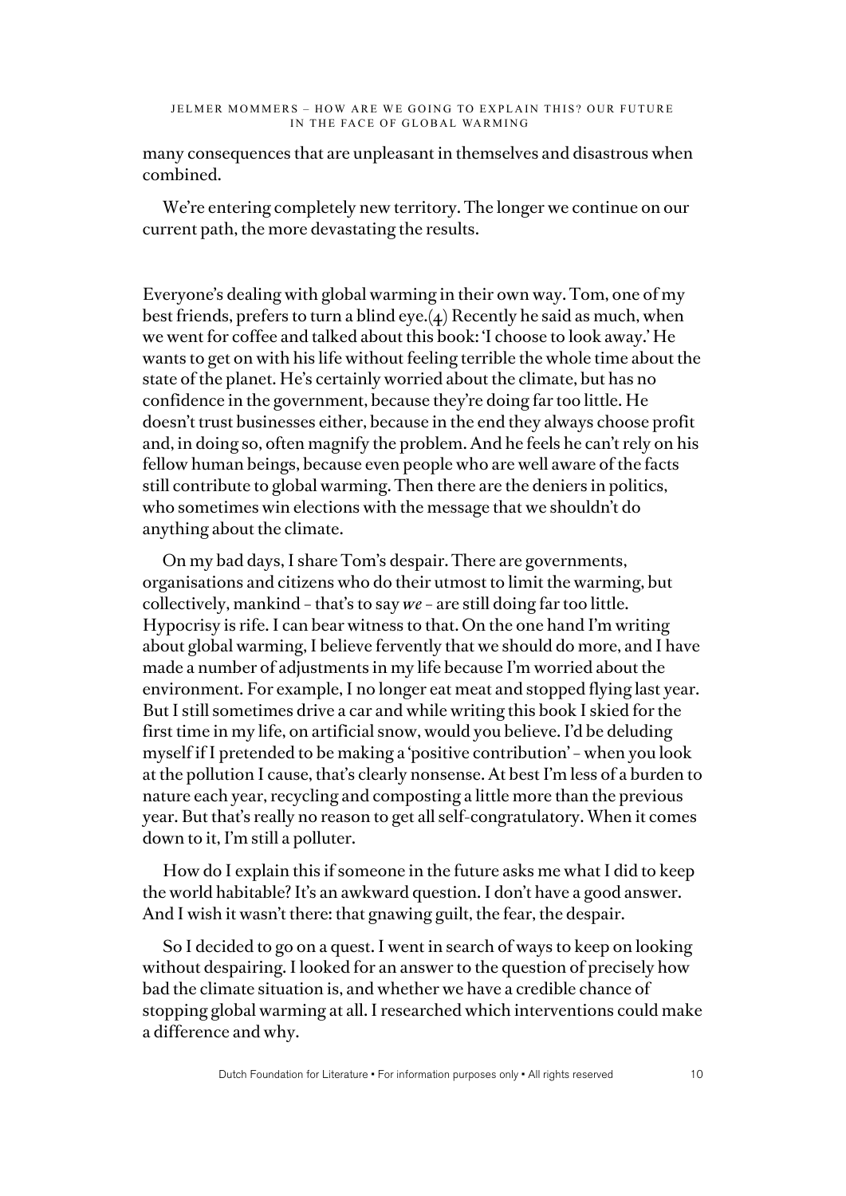many consequences that are unpleasant in themselves and disastrous when combined.

We're entering completely new territory. The longer we continue on our current path, the more devastating the results.

Everyone's dealing with global warming in their own way. Tom, one of my best friends, prefers to turn a blind eye.(4) Recently he said as much, when we went for coffee and talked about this book: 'I choose to look away.' He wants to get on with his life without feeling terrible the whole time about the state of the planet. He's certainly worried about the climate, but has no confidence in the government, because they're doing far too little. He doesn't trust businesses either, because in the end they always choose profit and, in doing so, often magnify the problem. And he feels he can't rely on his fellow human beings, because even people who are well aware of the facts still contribute to global warming. Then there are the deniers in politics, who sometimes win elections with the message that we shouldn't do anything about the climate.

On my bad days, I share Tom's despair. There are governments, organisations and citizens who do their utmost to limit the warming, but collectively, mankind – that's to say *we* – are still doing far too little. Hypocrisy is rife. I can bear witness to that. On the one hand I'm writing about global warming, I believe fervently that we should do more, and I have made a number of adjustments in my life because I'm worried about the environment. For example, I no longer eat meat and stopped flying last year. But I still sometimes drive a car and while writing this book I skied for the first time in my life, on artificial snow, would you believe. I'd be deluding myself if I pretended to be making a 'positive contribution' – when you look at the pollution I cause, that's clearly nonsense. At best I'm less of a burden to nature each year, recycling and composting a little more than the previous year. But that's really no reason to get all self-congratulatory. When it comes down to it, I'm still a polluter.

How do I explain this if someone in the future asks me what I did to keep the world habitable? It's an awkward question. I don't have a good answer. And I wish it wasn't there: that gnawing guilt, the fear, the despair.

So I decided to go on a quest. I went in search of ways to keep on looking without despairing. I looked for an answer to the question of precisely how bad the climate situation is, and whether we have a credible chance of stopping global warming at all. I researched which interventions could make a difference and why.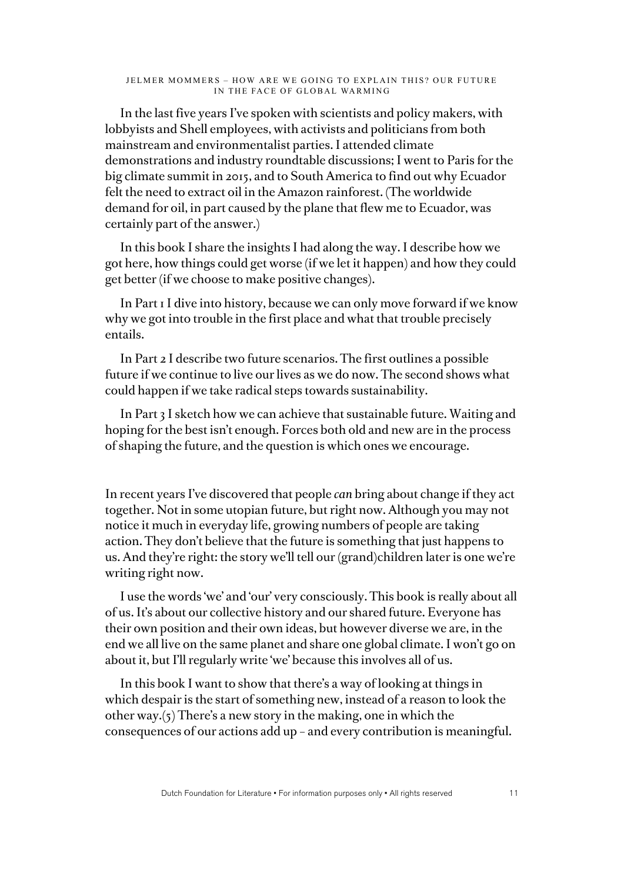In the last five years I've spoken with scientists and policy makers, with lobbyists and Shell employees, with activists and politicians from both mainstream and environmentalist parties. I attended climate demonstrations and industry roundtable discussions; I went to Paris for the big climate summit in 2015, and to South America to find out why Ecuador felt the need to extract oil in the Amazon rainforest. (The worldwide demand for oil, in part caused by the plane that flew me to Ecuador, was certainly part of the answer.)

In this book I share the insights I had along the way. I describe how we got here, how things could get worse (if we let it happen) and how they could get better (if we choose to make positive changes).

In Part 1 I dive into history, because we can only move forward if we know why we got into trouble in the first place and what that trouble precisely entails.

In Part 2 I describe two future scenarios. The first outlines a possible future if we continue to live our lives as we do now. The second shows what could happen if we take radical steps towards sustainability.

In Part 3 I sketch how we can achieve that sustainable future. Waiting and hoping for the best isn't enough. Forces both old and new are in the process of shaping the future, and the question is which ones we encourage.

In recent years I've discovered that people *can* bring about change if they act together. Not in some utopian future, but right now. Although you may not notice it much in everyday life, growing numbers of people are taking action. They don't believe that the future is something that just happens to us. And they're right: the story we'll tell our (grand)children later is one we're writing right now.

I use the words 'we' and 'our' very consciously. This book is really about all of us. It's about our collective history and our shared future. Everyone has their own position and their own ideas, but however diverse we are, in the end we all live on the same planet and share one global climate. I won't go on about it, but I'll regularly write 'we' because this involves all of us.

In this book I want to show that there's a way of looking at things in which despair is the start of something new, instead of a reason to look the other way.(5) There's a new story in the making, one in which the consequences of our actions add up – and every contribution is meaningful.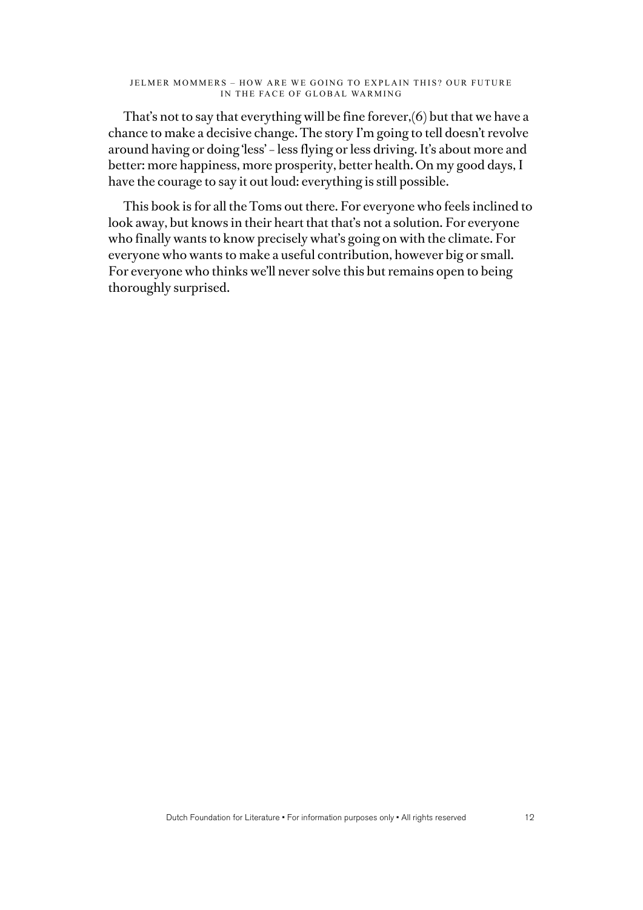That's not to say that everything will be fine forever,(6) but that we have a chance to make a decisive change. The story I'm going to tell doesn't revolve around having or doing 'less' – less flying or less driving. It's about more and better: more happiness, more prosperity, better health. On my good days, I have the courage to say it out loud: everything is still possible.

This book is for all the Toms out there. For everyone who feels inclined to look away, but knows in their heart that that's not a solution. For everyone who finally wants to know precisely what's going on with the climate. For everyone who wants to make a useful contribution, however big or small. For everyone who thinks we'll never solve this but remains open to being thoroughly surprised.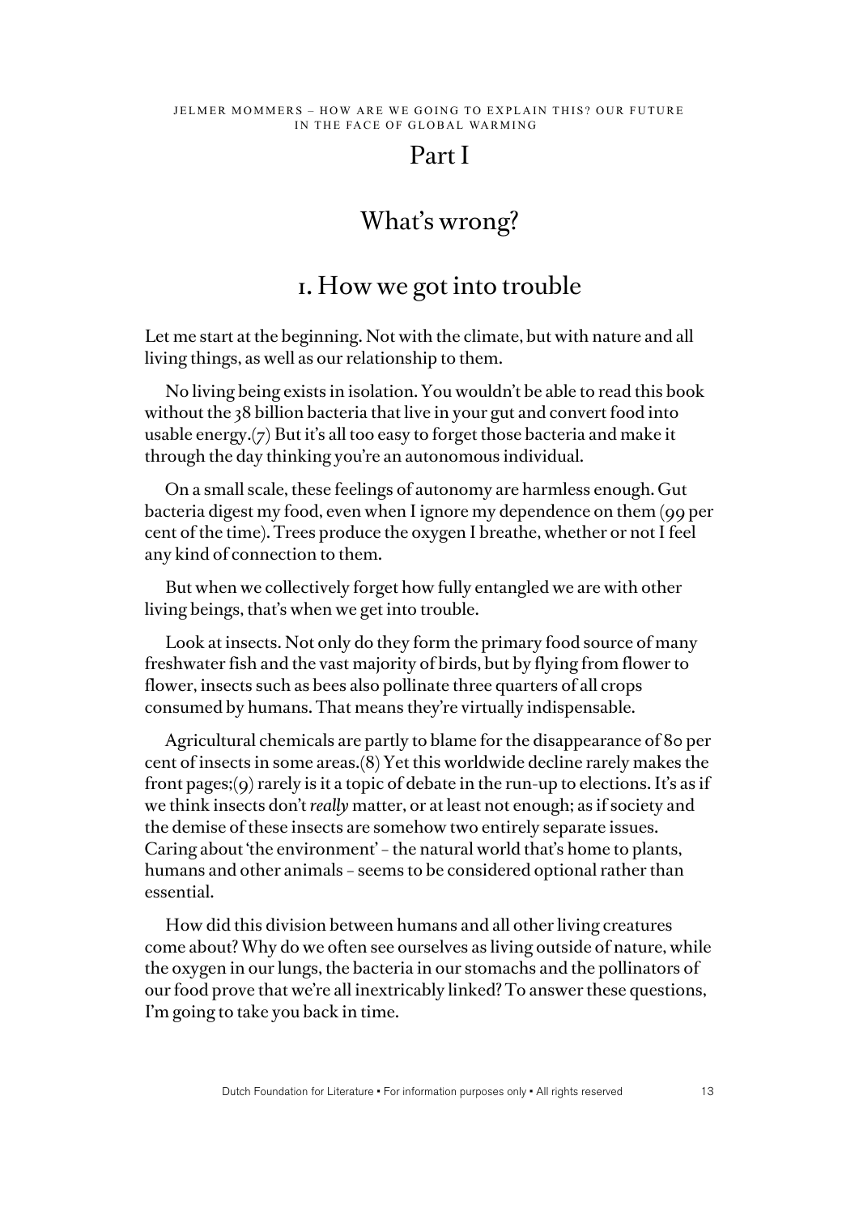# Part I

# What's wrong?

## 1. How we got into trouble

Let me start at the beginning. Not with the climate, but with nature and all living things, as well as our relationship to them.

No living being exists in isolation. You wouldn't be able to read this book without the 38 billion bacteria that live in your gut and convert food into usable energy.(7) But it's all too easy to forget those bacteria and make it through the day thinking you're an autonomous individual.

On a small scale, these feelings of autonomy are harmless enough. Gut bacteria digest my food, even when I ignore my dependence on them (99 per cent of the time). Trees produce the oxygen I breathe, whether or not I feel any kind of connection to them.

But when we collectively forget how fully entangled we are with other living beings, that's when we get into trouble.

Look at insects. Not only do they form the primary food source of many freshwater fish and the vast majority of birds, but by flying from flower to flower, insects such as bees also pollinate three quarters of all crops consumed by humans. That means they're virtually indispensable.

Agricultural chemicals are partly to blame for the disappearance of 80 per cent of insects in some areas.(8) Yet this worldwide decline rarely makes the front pages;(9) rarely is it a topic of debate in the run-up to elections. It's as if we think insects don't *really* matter, or at least not enough; as if society and the demise of these insects are somehow two entirely separate issues. Caring about 'the environment' – the natural world that's home to plants, humans and other animals – seems to be considered optional rather than essential.

How did this division between humans and all other living creatures come about? Why do we often see ourselves as living outside of nature, while the oxygen in our lungs, the bacteria in our stomachs and the pollinators of our food prove that we're all inextricably linked? To answer these questions, I'm going to take you back in time.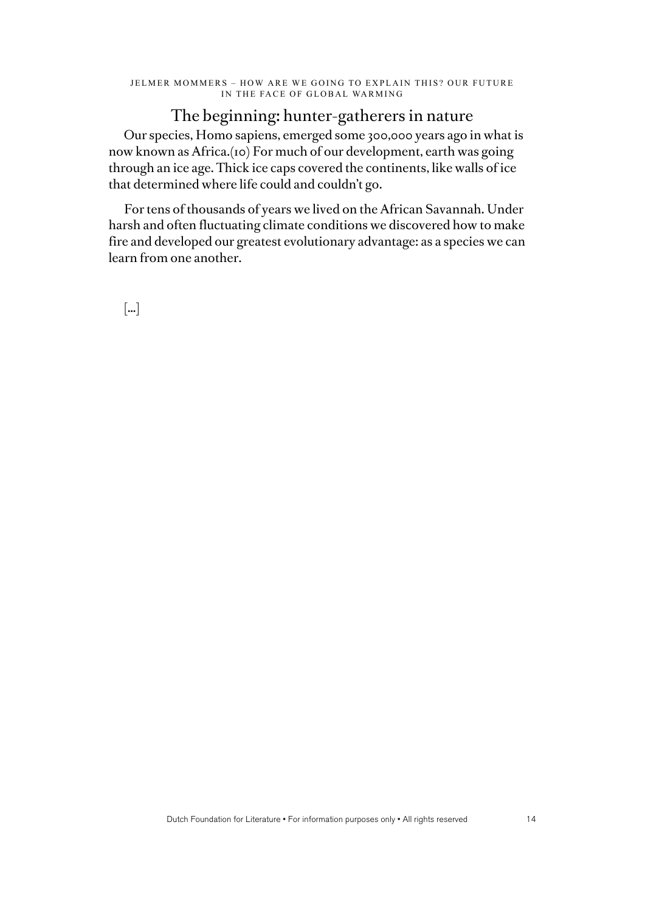## The beginning: hunter-gatherers in nature

Our species, Homo sapiens, emerged some 300,000 years ago in what is now known as Africa.(10) For much of our development, earth was going through an ice age. Thick ice caps covered the continents, like walls of ice that determined where life could and couldn't go.

For tens of thousands of years we lived on the African Savannah. Under harsh and often fluctuating climate conditions we discovered how to make fire and developed our greatest evolutionary advantage: as a species we can learn from one another.

[...]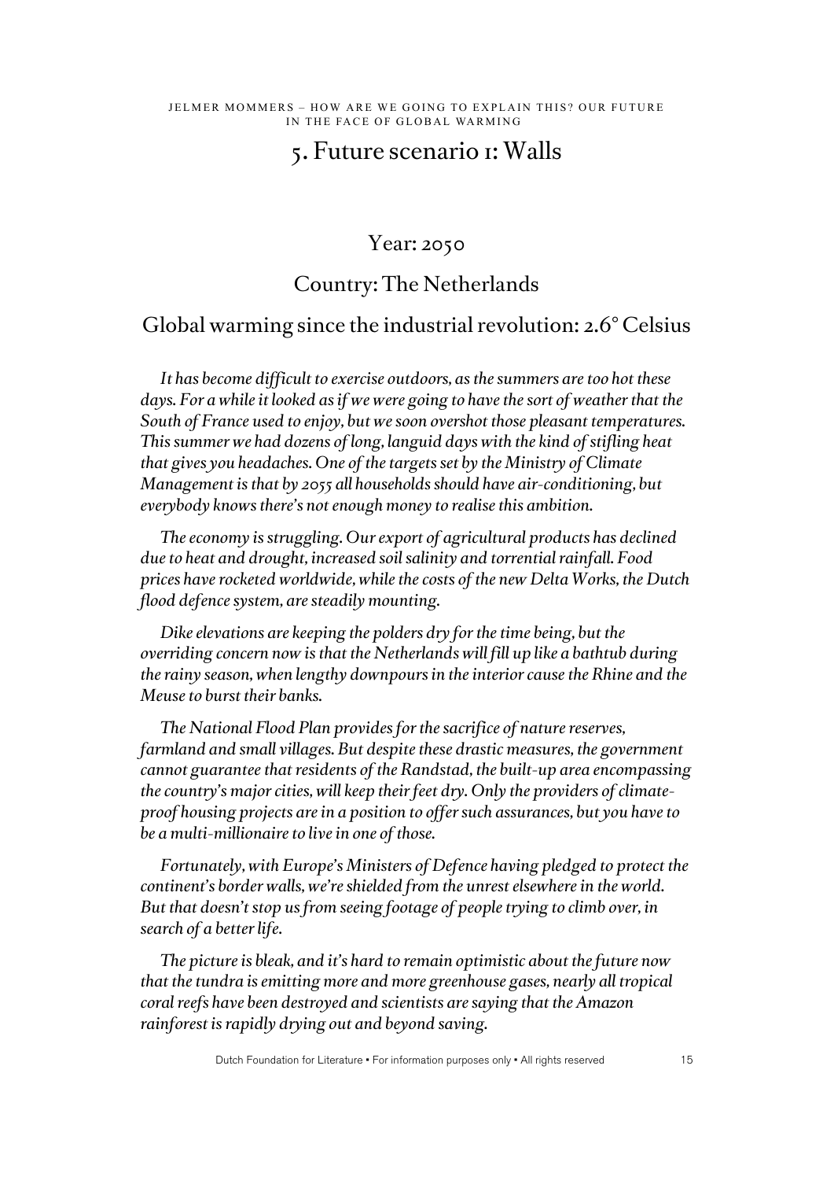## 5. Future scenario 1: Walls

### Year: 2050

### Country: The Netherlands

### Global warming since the industrial revolution: 2.6° Celsius

*It has become difficult to exercise outdoors, as the summers are too hot these days. For a while it looked as if we were going to have the sort of weather that the South of France used to enjoy, but we soon overshot those pleasant temperatures. This summer we had dozens of long, languid days with the kind of stifling heat that gives you headaches. One of the targets set by the Ministry of Climate Management is that by 2055 all households should have air-conditioning, but everybody knows there's not enough money to realise this ambition.*

*The economy is struggling. Our export of agricultural products has declined due to heat and drought, increased soil salinity and torrential rainfall. Food prices have rocketed worldwide, while the costs of the new Delta Works, the Dutch flood defence system, are steadily mounting.*

*Dike elevations are keeping the polders dry for the time being, but the overriding concern now is that the Netherlands will fill up like a bathtub during the rainy season, when lengthy downpours in the interior cause the Rhine and the Meuse to burst their banks.*

*The National Flood Plan provides for the sacrifice of nature reserves, farmland and small villages. But despite these drastic measures, the government cannot guarantee that residents of the Randstad, the built-up area encompassing the country's major cities, will keep their feet dry. Only the providers of climate-proof housing projects are in a position to offer such assurances, but you have to be a multi-millionaire to live in one of those.*

*Fortunately, with Europe's Ministers of Defence having pledged to protect the continent's border walls, we're shielded from the unrest elsewhere in the world. But that doesn't stop us from seeing footage of people trying to climb over, in search of a better life.*

*The picture is bleak, and it's hard to remain optimistic about the future now that the tundra is emitting more and more greenhouse gases, nearly all tropical coral reefs have been destroyed and scientists are saying that the Amazon rainforest is rapidly drying out and beyond saving.*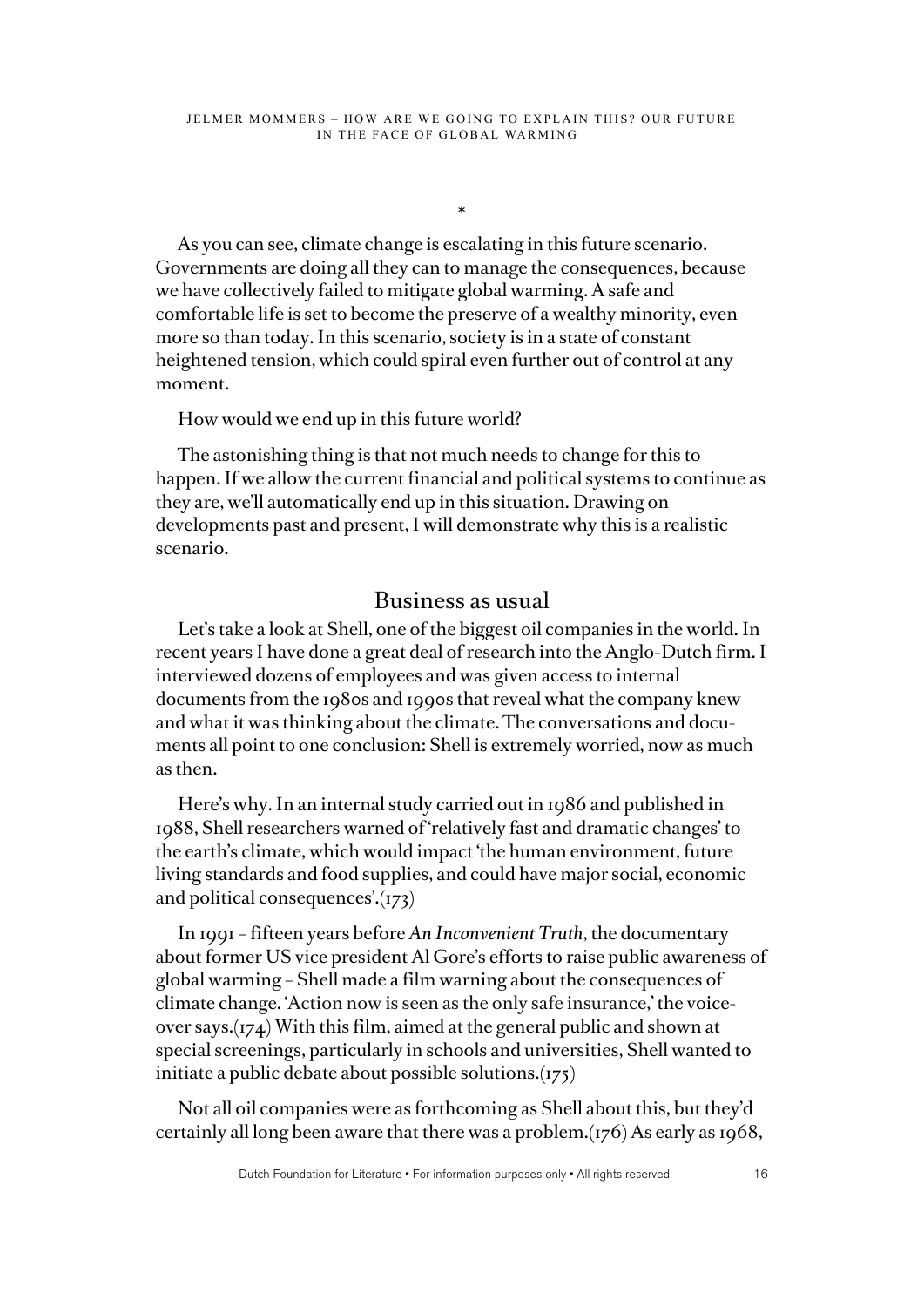*

As you can see, climate change is escalating in this future scenario. Governments are doing all they can to manage the consequences, because we have collectively failed to mitigate global warming. A safe and comfortable life is set to become the preserve of a wealthy minority, even more so than today. In this scenario, society is in a state of constant heightened tension, which could spiral even further out of control at any moment.

How would we end up in this future world?

The astonishing thing is that not much needs to change for this to happen. If we allow the current financial and political systems to continue as they are, we'll automatically end up in this situation. Drawing on developments past and present, I will demonstrate why this is a realistic scenario.

## Business as usual

Let's take a look at Shell, one of the biggest oil companies in the world. In recent years I have done a great deal of research into the Anglo-Dutch firm. I interviewed dozens of employees and was given access to internal documents from the 1980s and 1990s that reveal what the company knew and what it was thinking about the climate. The conversations and documents all point to one conclusion: Shell is extremely worried, now as much as then.

Here's why. In an internal study carried out in 1986 and published in 1988, Shell researchers warned of 'relatively fast and dramatic changes' to the earth's climate, which would impact 'the human environment, future living standards and food supplies, and could have major social, economic and political consequences'.(173)

In 1991 – fifteen years before *An Inconvenient Truth*, the documentary about former US vice president Al Gore's efforts to raise public awareness of global warming – Shell made a film warning about the consequences of climate change. 'Action now is seen as the only safe insurance,' the voice-over says.(174) With this film, aimed at the general public and shown at special screenings, particularly in schools and universities, Shell wanted to initiate a public debate about possible solutions.(175)

Not all oil companies were as forthcoming as Shell about this, but they'd certainly all long been aware that there was a problem.(176) As early as 1968,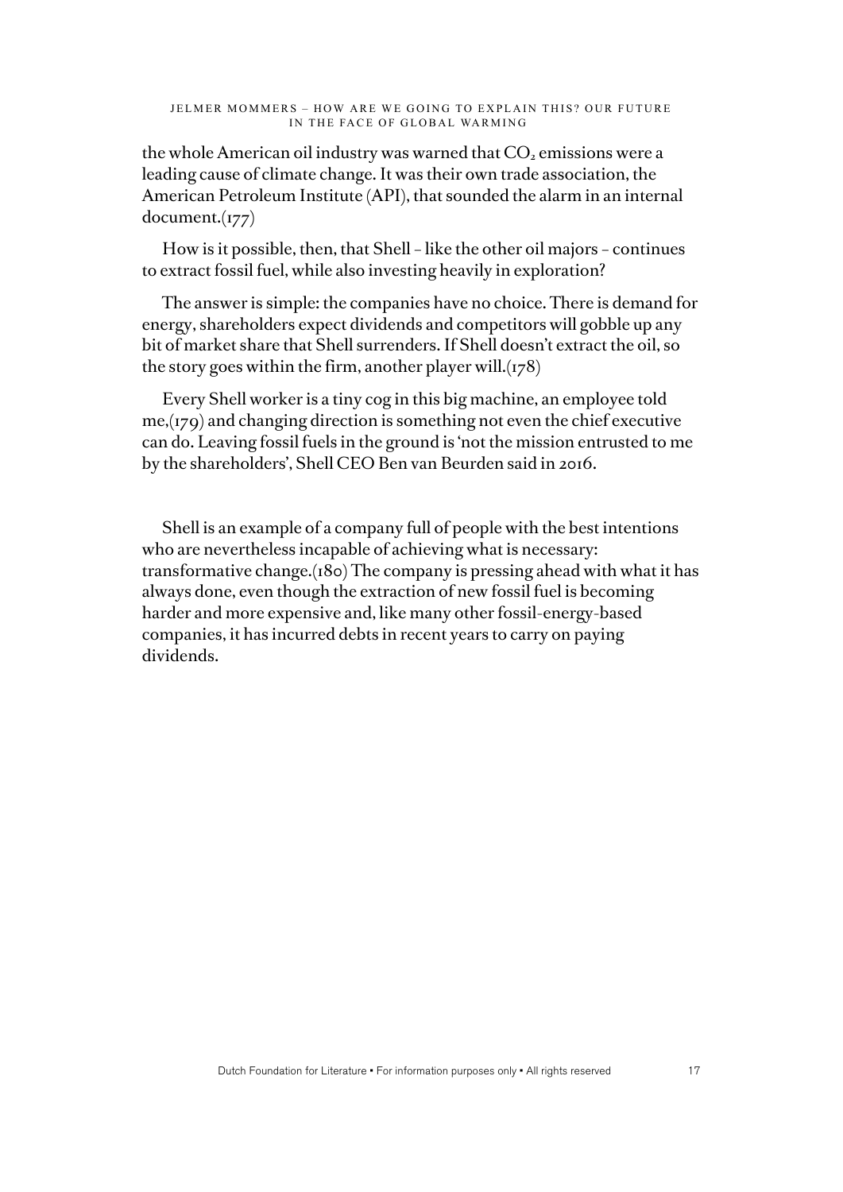the whole American oil industry was warned that $CO_2$ emissions were a leading cause of climate change. It was their own trade association, the American Petroleum Institute (API), that sounded the alarm in an internal document.(177)

How is it possible, then, that Shell – like the other oil majors – continues to extract fossil fuel, while also investing heavily in exploration?

The answer is simple: the companies have no choice. There is demand for energy, shareholders expect dividends and competitors will gobble up any bit of market share that Shell surrenders. If Shell doesn't extract the oil, so the story goes within the firm, another player will.(178)

Every Shell worker is a tiny cog in this big machine, an employee told me,(179) and changing direction is something not even the chief executive can do. Leaving fossil fuels in the ground is 'not the mission entrusted to me by the shareholders', Shell CEO Ben van Beurden said in 2016.

Shell is an example of a company full of people with the best intentions who are nevertheless incapable of achieving what is necessary: transformative change.(180) The company is pressing ahead with what it has always done, even though the extraction of new fossil fuel is becoming harder and more expensive and, like many other fossil-energy-based companies, it has incurred debts in recent years to carry on paying dividends.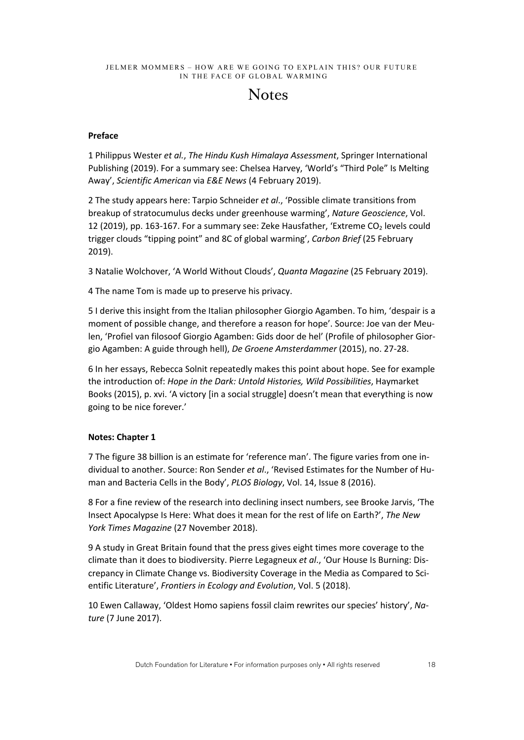# Notes

**Preface**

1 Philippus Wester *et al.*, *The Hindu Kush Himalaya Assessment*, Springer International Publishing (2019). For a summary see: Chelsea Harvey, 'World's "Third Pole" Is Melting Away', *Scientific American* via *E&E News* (4 February 2019).

2 The study appears here: Tarpio Schneider *et al*., 'Possible climate transitions from breakup of stratocumulus decks under greenhouse warming', *Nature Geoscience*, Vol. 12 (2019), pp. 163-167. For a summary see: Zeke Hausfather, 'Extreme $CO_2$ levels could trigger clouds "tipping point" and 8C of global warming', *Carbon Brief* (25 February 2019).

3 Natalie Wolchover, 'A World Without Clouds', *Quanta Magazine* (25 February 2019).

4 The name Tom is made up to preserve his privacy.

5 I derive this insight from the Italian philosopher Giorgio Agamben. To him, 'despair is a moment of possible change, and therefore a reason for hope'. Source: Joe van der Meulen, 'Profiel van filosoof Giorgio Agamben: Gids door de hel' (Profile of philosopher Giorgio Agamben: A guide through hell), *De Groene Amsterdammer* (2015), no. 27-28.

6 In her essays, Rebecca Solnit repeatedly makes this point about hope. See for example the introduction of: *Hope in the Dark: Untold Histories, Wild Possibilities*, Haymarket Books (2015), p. xvi. 'A victory [in a social struggle] doesn't mean that everything is now going to be nice forever.'

**Notes: Chapter 1**

7 The figure 38 billion is an estimate for 'reference man'. The figure varies from one individual to another. Source: Ron Sender *et al*., 'Revised Estimates for the Number of Human and Bacteria Cells in the Body', *PLOS Biology*, Vol. 14, Issue 8 (2016).

8 For a fine review of the research into declining insect numbers, see Brooke Jarvis, 'The Insect Apocalypse Is Here: What does it mean for the rest of life on Earth?', *The New York Times Magazine* (27 November 2018).

9 A study in Great Britain found that the press gives eight times more coverage to the climate than it does to biodiversity. Pierre Legagneux *et al*., 'Our House Is Burning: Discrepancy in Climate Change vs. Biodiversity Coverage in the Media as Compared to Scientific Literature', *Frontiers in Ecology and Evolution*, Vol. 5 (2018).

10 Ewen Callaway, 'Oldest Homo sapiens fossil claim rewrites our species' history', *Nature* (7 June 2017).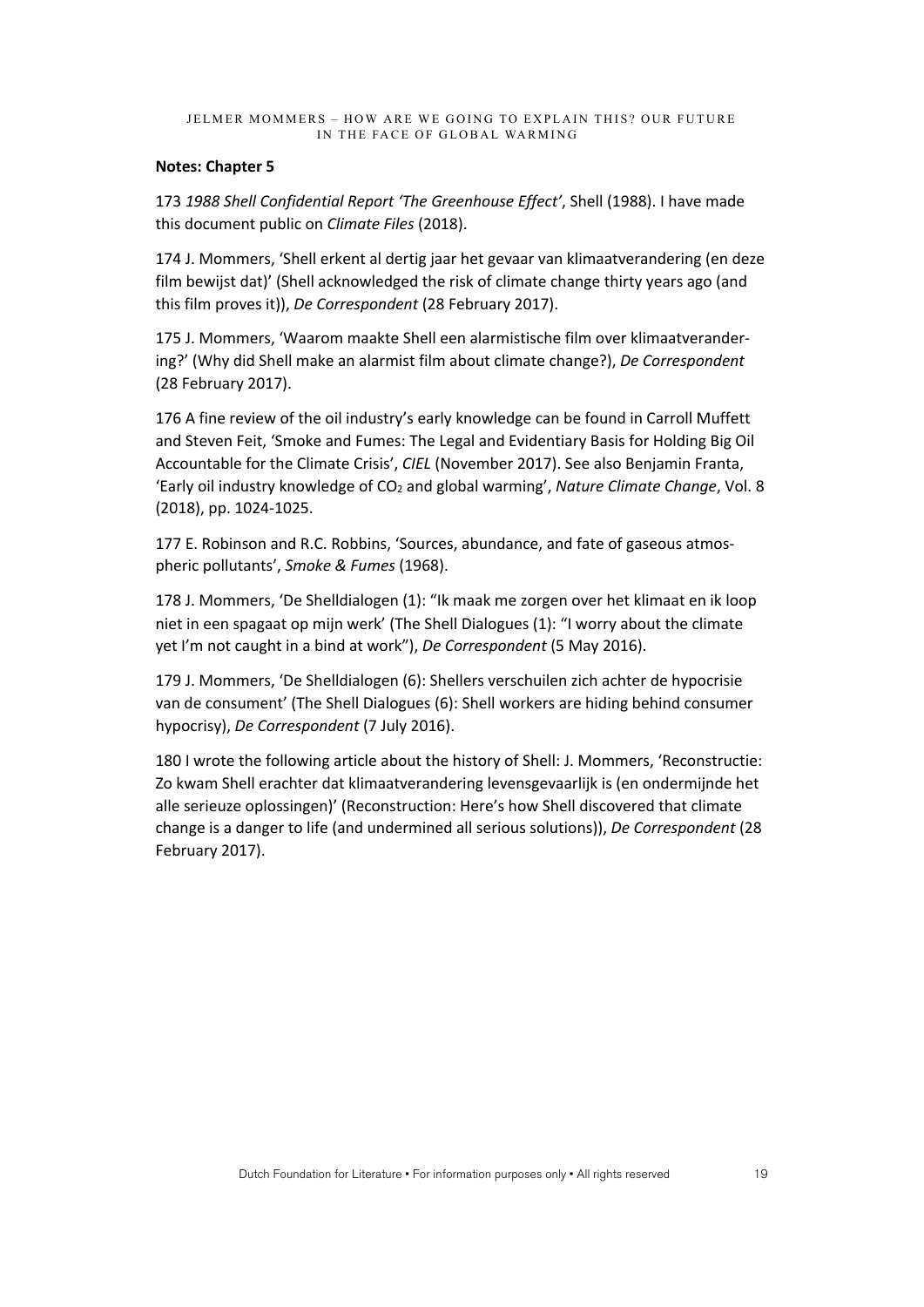**Notes: Chapter 5**

173 *1988 Shell Confidential Report 'The Greenhouse Effect'*, Shell (1988). I have made this document public on *Climate Files* (2018).

174 J. Mommers, 'Shell erkent al dertig jaar het gevaar van klimaatverandering (en deze film bewijst dat)' (Shell acknowledged the risk of climate change thirty years ago (and this film proves it)), *De Correspondent* (28 February 2017).

175 J. Mommers, 'Waarom maakte Shell een alarmistische film over klimaatverandering?' (Why did Shell make an alarmist film about climate change?), *De Correspondent* (28 February 2017).

176 A fine review of the oil industry's early knowledge can be found in Carroll Muffett and Steven Feit, 'Smoke and Fumes: The Legal and Evidentiary Basis for Holding Big Oil Accountable for the Climate Crisis', *CIEL* (November 2017). See also Benjamin Franta, 'Early oil industry knowledge of $CO_2$ and global warming', *Nature Climate Change*, Vol. 8 (2018), pp. 1024-1025.

177 E. Robinson and R.C. Robbins, 'Sources, abundance, and fate of gaseous atmospheric pollutants', *Smoke & Fumes* (1968).

178 J. Mommers, 'De Shelldialogen (1): "Ik maak me zorgen over het klimaat en ik loop niet in een spagaat op mijn werk' (The Shell Dialogues (1): "I worry about the climate yet I'm not caught in a bind at work"), *De Correspondent* (5 May 2016).

179 J. Mommers, 'De Shelldialogen (6): Shellers verschuilen zich achter de hypocrisie van de consument' (The Shell Dialogues (6): Shell workers are hiding behind consumer hypocrisy), *De Correspondent* (7 July 2016).

180 I wrote the following article about the history of Shell: J. Mommers, 'Reconstructie: Zo kwam Shell erachter dat klimaatverandering levensgevaarlijk is (en ondermijnde het alle serieuze oplossingen)' (Reconstruction: Here's how Shell discovered that climate change is a danger to life (and undermined all serious solutions)), *De Correspondent* (28 February 2017).